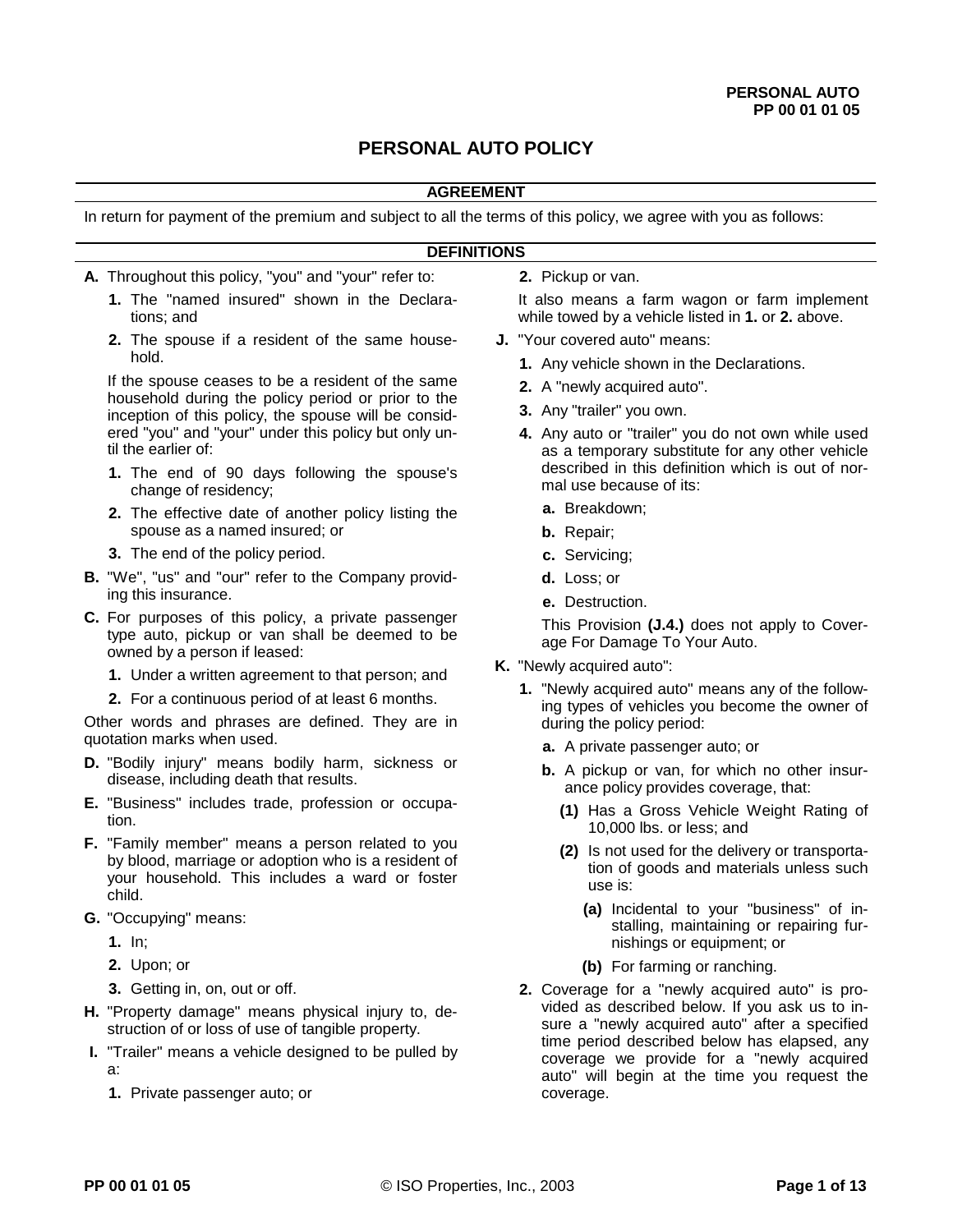# PERSONAL AUTO POLICY

## AGREEMENT

In return for payment of the premium and subject to all the terms of this policy, we agree with you as follows:

## DEFINITIONS

**A.** Throughout this policy, "you" and "your" refer to:

**1.** The "named insured" shown in the Declarations; and

**2.** The spouse if a resident of the same household.

If the spouse ceases to be a resident of the same household during the policy period or prior to the inception of this policy, the spouse will be considered "you" and "your" under this policy but only until the earlier of:

**1.** The end of 90 days following the spouse's change of residency;

**2.** The effective date of another policy listing the spouse as a named insured; or

**3.** The end of the policy period.

**B.** "We", "us" and "our" refer to the Company providing this insurance.

**C.** For purposes of this policy, a private passenger type auto, pickup or van shall be deemed to be owned by a person if leased:

**1.** Under a written agreement to that person; and

**2.** For a continuous period of at least 6 months.

Other words and phrases are defined. They are in quotation marks when used.

**D.** "Bodily injury" means bodily harm, sickness or disease, including death that results.

**E.** "Business" includes trade, profession or occupation.

**F.** "Family member" means a person related to you by blood, marriage or adoption who is a resident of your household. This includes a ward or foster child.

**G.** "Occupying" means:

**1.** In;

**2.** Upon; or

**3.** Getting in, on, out or off.

**H.** "Property damage" means physical injury to, destruction of or loss of use of tangible property.

**I.** "Trailer" means a vehicle designed to be pulled by a:

**1.** Private passenger auto; or

**2.** Pickup or van.

It also means a farm wagon or farm implement while towed by a vehicle listed in **1.** or **2.** above.

**J.** "Your covered auto" means:

**1.** Any vehicle shown in the Declarations.

**2.** A "newly acquired auto".

**3.** Any "trailer" you own.

**4.** Any auto or "trailer" you do not own while used as a temporary substitute for any other vehicle described in this definition which is out of normal use because of its:

**a.** Breakdown;

**b.** Repair;

**c.** Servicing;

**d.** Loss; or

**e.** Destruction.

This Provision **(J.4.)** does not apply to Coverage For Damage To Your Auto.

**K.** "Newly acquired auto":

**1.** "Newly acquired auto" means any of the following types of vehicles you become the owner of during the policy period:

**a.** A private passenger auto; or

**b.** A pickup or van, for which no other insurance policy provides coverage, that:

**(1)** Has a Gross Vehicle Weight Rating of 10,000 lbs. or less; and

**(2)** Is not used for the delivery or transportation of goods and materials unless such use is:

**(a)** Incidental to your "business" of installing, maintaining or repairing furnishings or equipment; or

**(b)** For farming or ranching.

**2.** Coverage for a "newly acquired auto" is provided as described below. If you ask us to insure a "newly acquired auto" after a specified time period described below has elapsed, any coverage we provide for a "newly acquired auto" will begin at the time you request the coverage.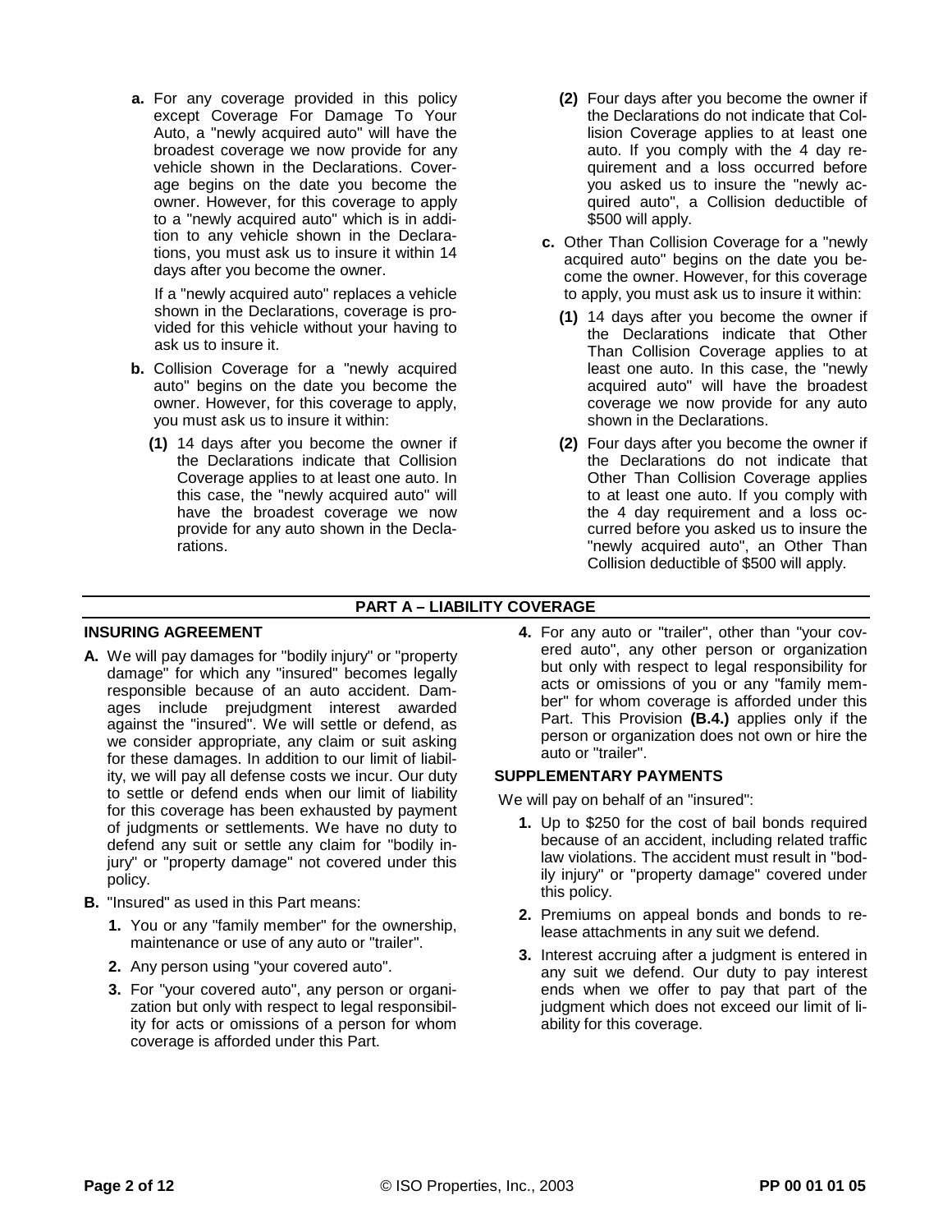**a.** For any coverage provided in this policy except Coverage For Damage To Your Auto, a "newly acquired auto" will have the broadest coverage we now provide for any vehicle shown in the Declarations. Coverage begins on the date you become the owner. However, for this coverage to apply to a "newly acquired auto" which is in addition to any vehicle shown in the Declarations, you must ask us to insure it within 14 days after you become the owner.

If a "newly acquired auto" replaces a vehicle shown in the Declarations, coverage is provided for this vehicle without your having to ask us to insure it.

**b.** Collision Coverage for a "newly acquired auto" begins on the date you become the owner. However, for this coverage to apply, you must ask us to insure it within:

**(1)** 14 days after you become the owner if the Declarations indicate that Collision Coverage applies to at least one auto. In this case, the "newly acquired auto" will have the broadest coverage we now provide for any auto shown in the Declarations.

**(2)** Four days after you become the owner if the Declarations do not indicate that Collision Coverage applies to at least one auto. If you comply with the 4 day requirement and a loss occurred before you asked us to insure the "newly acquired auto", a Collision deductible of $500 will apply.

**c.** Other Than Collision Coverage for a "newly acquired auto" begins on the date you become the owner. However, for this coverage to apply, you must ask us to insure it within:

**(1)** 14 days after you become the owner if the Declarations indicate that Other Than Collision Coverage applies to at least one auto. In this case, the "newly acquired auto" will have the broadest coverage we now provide for any auto shown in the Declarations.

**(2)** Four days after you become the owner if the Declarations do not indicate that Other Than Collision Coverage applies to at least one auto. If you comply with the 4 day requirement and a loss occurred before you asked us to insure the "newly acquired auto", an Other Than Collision deductible of $500 will apply.

## PART A – LIABILITY COVERAGE

### INSURING AGREEMENT

**A.** We will pay damages for "bodily injury" or "property damage" for which any "insured" becomes legally responsible because of an auto accident. Damages include prejudgment interest awarded against the "insured". We will settle or defend, as we consider appropriate, any claim or suit asking for these damages. In addition to our limit of liability, we will pay all defense costs we incur. Our duty to settle or defend ends when our limit of liability for this coverage has been exhausted by payment of judgments or settlements. We have no duty to defend any suit or settle any claim for "bodily injury" or "property damage" not covered under this policy.

**B.** "Insured" as used in this Part means:

**1.** You or any "family member" for the ownership, maintenance or use of any auto or "trailer".

**2.** Any person using "your covered auto".

**3.** For "your covered auto", any person or organization but only with respect to legal responsibility for acts or omissions of a person for whom coverage is afforded under this Part.

**4.** For any auto or "trailer", other than "your covered auto", any other person or organization but only with respect to legal responsibility for acts or omissions of you or any "family member" for whom coverage is afforded under this Part. This Provision **(B.4.)** applies only if the person or organization does not own or hire the auto or "trailer".

### SUPPLEMENTARY PAYMENTS

We will pay on behalf of an "insured":

**1.** Up to $250 for the cost of bail bonds required because of an accident, including related traffic law violations. The accident must result in "bodily injury" or "property damage" covered under this policy.

**2.** Premiums on appeal bonds and bonds to release attachments in any suit we defend.

**3.** Interest accruing after a judgment is entered in any suit we defend. Our duty to pay interest ends when we offer to pay that part of the judgment which does not exceed our limit of liability for this coverage.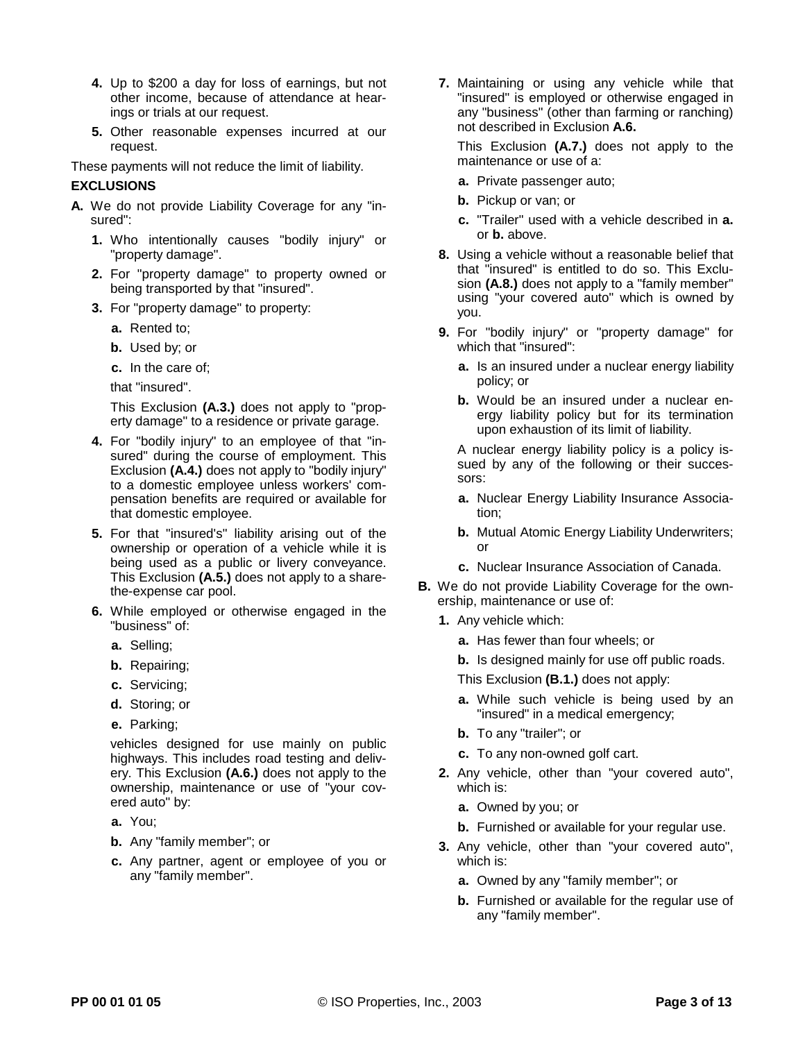4. Up to $200 a day for loss of earnings, but not other income, because of attendance at hearings or trials at our request.
5. Other reasonable expenses incurred at our request.

These payments will not reduce the limit of liability.

**EXCLUSIONS**

**A.** We do not provide Liability Coverage for any "insured":

1. Who intentionally causes "bodily injury" or "property damage".
2. For "property damage" to property owned or being transported by that "insured".
3. For "property damage" to property:
   - **a.** Rented to;
   - **b.** Used by; or
   - **c.** In the care of;

   that "insured".

   This Exclusion **(A.3.)** does not apply to "property damage" to a residence or private garage.
4. For "bodily injury" to an employee of that "insured" during the course of employment. This Exclusion **(A.4.)** does not apply to "bodily injury" to a domestic employee unless workers' compensation benefits are required or available for that domestic employee.
5. For that "insured's" liability arising out of the ownership or operation of a vehicle while it is being used as a public or livery conveyance. This Exclusion **(A.5.)** does not apply to a share-the-expense car pool.
6. While employed or otherwise engaged in the "business" of:
   - **a.** Selling;
   - **b.** Repairing;
   - **c.** Servicing;
   - **d.** Storing; or
   - **e.** Parking;

   vehicles designed for use mainly on public highways. This includes road testing and delivery. This Exclusion **(A.6.)** does not apply to the ownership, maintenance or use of "your covered auto" by:
   - **a.** You;
   - **b.** Any "family member"; or
   - **c.** Any partner, agent or employee of you or any "family member".
7. Maintaining or using any vehicle while that "insured" is employed or otherwise engaged in any "business" (other than farming or ranching) not described in Exclusion **A.6.**

   This Exclusion **(A.7.)** does not apply to the maintenance or use of a:
   - **a.** Private passenger auto;
   - **b.** Pickup or van; or
   - **c.** "Trailer" used with a vehicle described in **a.** or **b.** above.
8. Using a vehicle without a reasonable belief that that "insured" is entitled to do so. This Exclusion **(A.8.)** does not apply to a "family member" using "your covered auto" which is owned by you.
9. For "bodily injury" or "property damage" for which that "insured":
   - **a.** Is an insured under a nuclear energy liability policy; or
   - **b.** Would be an insured under a nuclear energy liability policy but for its termination upon exhaustion of its limit of liability.

   A nuclear energy liability policy is a policy issued by any of the following or their successors:
   - **a.** Nuclear Energy Liability Insurance Association;
   - **b.** Mutual Atomic Energy Liability Underwriters; or
   - **c.** Nuclear Insurance Association of Canada.

**B.** We do not provide Liability Coverage for the ownership, maintenance or use of:

1. Any vehicle which:
   - **a.** Has fewer than four wheels; or
   - **b.** Is designed mainly for use off public roads.

   This Exclusion **(B.1.)** does not apply:
   - **a.** While such vehicle is being used by an "insured" in a medical emergency;
   - **b.** To any "trailer"; or
   - **c.** To any non-owned golf cart.
2. Any vehicle, other than "your covered auto", which is:
   - **a.** Owned by you; or
   - **b.** Furnished or available for your regular use.
3. Any vehicle, other than "your covered auto", which is:
   - **a.** Owned by any "family member"; or
   - **b.** Furnished or available for the regular use of any "family member".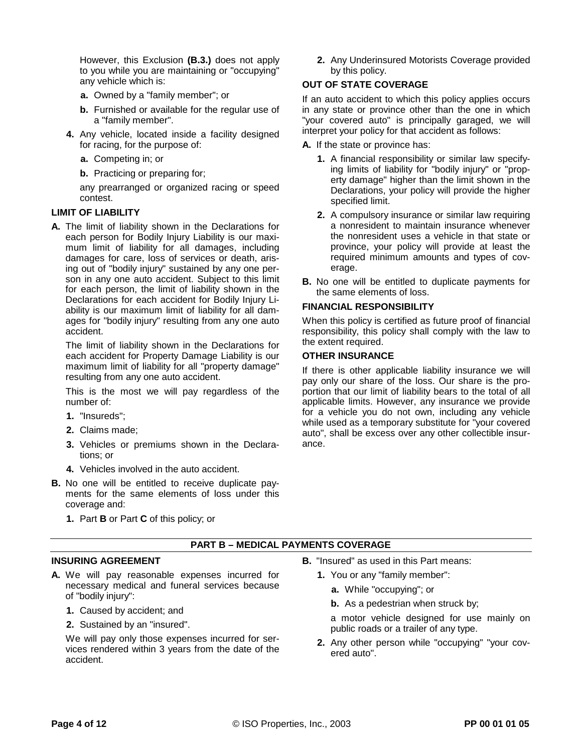However, this Exclusion **(B.3.)** does not apply to you while you are maintaining or "occupying" any vehicle which is:

- **a.** Owned by a "family member"; or
- **b.** Furnished or available for the regular use of a "family member".

**4.** Any vehicle, located inside a facility designed for racing, for the purpose of:

- **a.** Competing in; or
- **b.** Practicing or preparing for;

any prearranged or organized racing or speed contest.

**LIMIT OF LIABILITY**

**A.** The limit of liability shown in the Declarations for each person for Bodily Injury Liability is our maximum limit of liability for all damages, including damages for care, loss of services or death, arising out of "bodily injury" sustained by any one person in any one auto accident. Subject to this limit for each person, the limit of liability shown in the Declarations for each accident for Bodily Injury Liability is our maximum limit of liability for all damages for "bodily injury" resulting from any one auto accident.

The limit of liability shown in the Declarations for each accident for Property Damage Liability is our maximum limit of liability for all "property damage" resulting from any one auto accident.

This is the most we will pay regardless of the number of:

1. "Insureds";
2. Claims made;
3. Vehicles or premiums shown in the Declarations; or
4. Vehicles involved in the auto accident.

**B.** No one will be entitled to receive duplicate payments for the same elements of loss under this coverage and:

1. Part **B** or Part **C** of this policy; or
2. Any Underinsured Motorists Coverage provided by this policy.

**OUT OF STATE COVERAGE**

If an auto accident to which this policy applies occurs in any state or province other than the one in which "your covered auto" is principally garaged, we will interpret your policy for that accident as follows:

**A.** If the state or province has:

1. A financial responsibility or similar law specifying limits of liability for "bodily injury" or "property damage" higher than the limit shown in the Declarations, your policy will provide the higher specified limit.
2. A compulsory insurance or similar law requiring a nonresident to maintain insurance whenever the nonresident uses a vehicle in that state or province, your policy will provide at least the required minimum amounts and types of coverage.

**B.** No one will be entitled to duplicate payments for the same elements of loss.

**FINANCIAL RESPONSIBILITY**

When this policy is certified as future proof of financial responsibility, this policy shall comply with the law to the extent required.

**OTHER INSURANCE**

If there is other applicable liability insurance we will pay only our share of the loss. Our share is the proportion that our limit of liability bears to the total of all applicable limits. However, any insurance we provide for a vehicle you do not own, including any vehicle while used as a temporary substitute for "your covered auto", shall be excess over any other collectible insurance.

## PART B – MEDICAL PAYMENTS COVERAGE

**INSURING AGREEMENT**

**A.** We will pay reasonable expenses incurred for necessary medical and funeral services because of "bodily injury":

1. Caused by accident; and
2. Sustained by an "insured".

We will pay only those expenses incurred for services rendered within 3 years from the date of the accident.

**B.** "Insured" as used in this Part means:

1. You or any "family member":
   - **a.** While "occupying"; or
   - **b.** As a pedestrian when struck by;

   a motor vehicle designed for use mainly on public roads or a trailer of any type.
2. Any other person while "occupying" "your covered auto".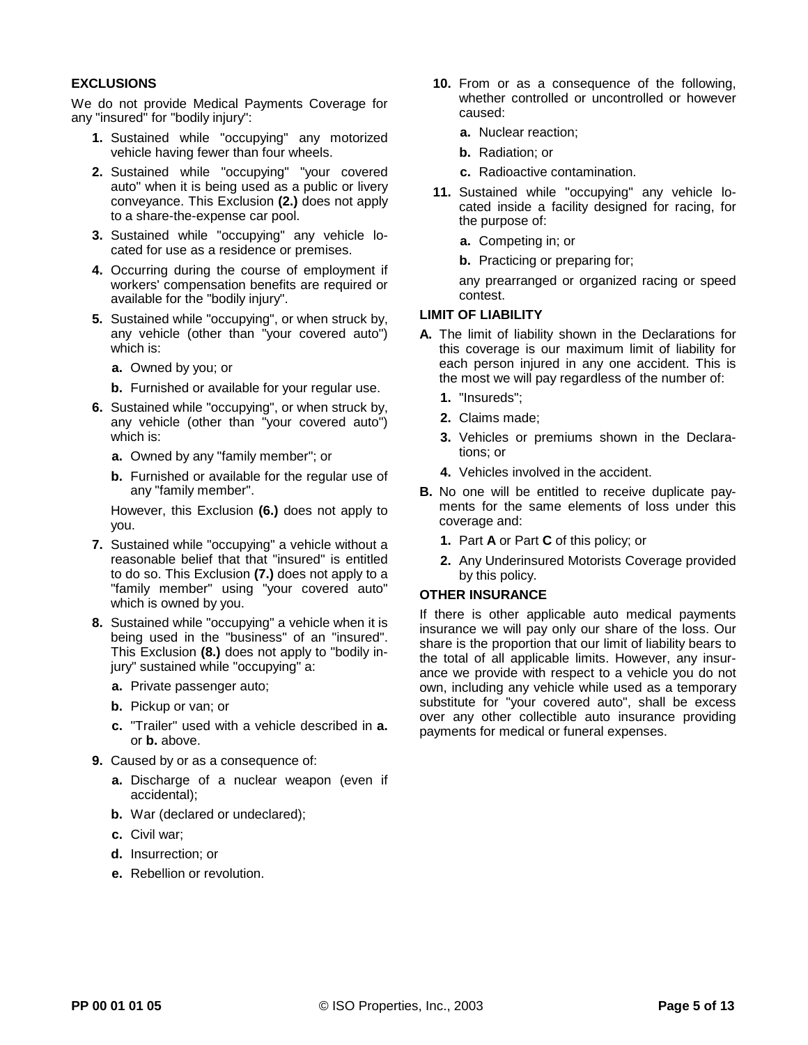### EXCLUSIONS

We do not provide Medical Payments Coverage for any "insured" for "bodily injury":

1. Sustained while "occupying" any motorized vehicle having fewer than four wheels.
2. Sustained while "occupying" "your covered auto" when it is being used as a public or livery conveyance. This Exclusion **(2.)** does not apply to a share-the-expense car pool.
3. Sustained while "occupying" any vehicle located for use as a residence or premises.
4. Occurring during the course of employment if workers' compensation benefits are required or available for the "bodily injury".
5. Sustained while "occupying", or when struck by, any vehicle (other than "your covered auto") which is:
   - **a.** Owned by you; or
   - **b.** Furnished or available for your regular use.
6. Sustained while "occupying", or when struck by, any vehicle (other than "your covered auto") which is:
   - **a.** Owned by any "family member"; or
   - **b.** Furnished or available for the regular use of any "family member".

   However, this Exclusion **(6.)** does not apply to you.
7. Sustained while "occupying" a vehicle without a reasonable belief that that "insured" is entitled to do so. This Exclusion **(7.)** does not apply to a "family member" using "your covered auto" which is owned by you.
8. Sustained while "occupying" a vehicle when it is being used in the "business" of an "insured". This Exclusion **(8.)** does not apply to "bodily injury" sustained while "occupying" a:
   - **a.** Private passenger auto;
   - **b.** Pickup or van; or
   - **c.** "Trailer" used with a vehicle described in **a.** or **b.** above.
9. Caused by or as a consequence of:
   - **a.** Discharge of a nuclear weapon (even if accidental);
   - **b.** War (declared or undeclared);
   - **c.** Civil war;
   - **d.** Insurrection; or
   - **e.** Rebellion or revolution.
10. From or as a consequence of the following, whether controlled or uncontrolled or however caused:
    - **a.** Nuclear reaction;
    - **b.** Radiation; or
    - **c.** Radioactive contamination.
11. Sustained while "occupying" any vehicle located inside a facility designed for racing, for the purpose of:
    - **a.** Competing in; or
    - **b.** Practicing or preparing for;

    any prearranged or organized racing or speed contest.

### LIMIT OF LIABILITY

**A.** The limit of liability shown in the Declarations for this coverage is our maximum limit of liability for each person injured in any one accident. This is the most we will pay regardless of the number of:

1. "Insureds";
2. Claims made;
3. Vehicles or premiums shown in the Declarations; or
4. Vehicles involved in the accident.

**B.** No one will be entitled to receive duplicate payments for the same elements of loss under this coverage and:

1. Part **A** or Part **C** of this policy; or
2. Any Underinsured Motorists Coverage provided by this policy.

### OTHER INSURANCE

If there is other applicable auto medical payments insurance we will pay only our share of the loss. Our share is the proportion that our limit of liability bears to the total of all applicable limits. However, any insurance we provide with respect to a vehicle you do not own, including any vehicle while used as a temporary substitute for "your covered auto", shall be excess over any other collectible auto insurance providing payments for medical or funeral expenses.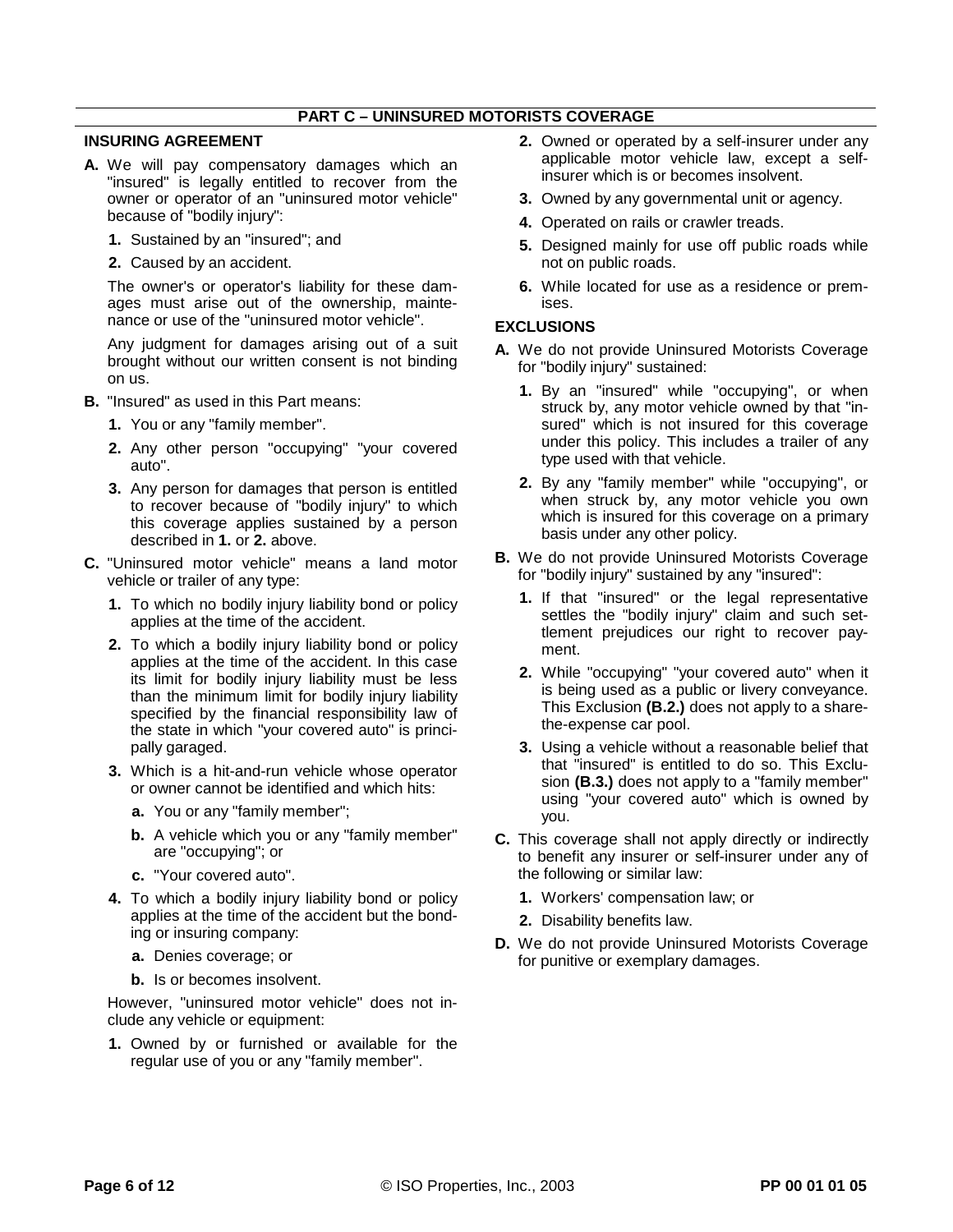## PART C – UNINSURED MOTORISTS COVERAGE

### INSURING AGREEMENT

**A.** We will pay compensatory damages which an "insured" is legally entitled to recover from the owner or operator of an "uninsured motor vehicle" because of "bodily injury":

   **1.** Sustained by an "insured"; and

   **2.** Caused by an accident.

   The owner's or operator's liability for these damages must arise out of the ownership, maintenance or use of the "uninsured motor vehicle".

   Any judgment for damages arising out of a suit brought without our written consent is not binding on us.

**B.** "Insured" as used in this Part means:

   **1.** You or any "family member".

   **2.** Any other person "occupying" "your covered auto".

   **3.** Any person for damages that person is entitled to recover because of "bodily injury" to which this coverage applies sustained by a person described in **1.** or **2.** above.

**C.** "Uninsured motor vehicle" means a land motor vehicle or trailer of any type:

   **1.** To which no bodily injury liability bond or policy applies at the time of the accident.

   **2.** To which a bodily injury liability bond or policy applies at the time of the accident. In this case its limit for bodily injury liability must be less than the minimum limit for bodily injury liability specified by the financial responsibility law of the state in which "your covered auto" is principally garaged.

   **3.** Which is a hit-and-run vehicle whose operator or owner cannot be identified and which hits:

      **a.** You or any "family member";

      **b.** A vehicle which you or any "family member" are "occupying"; or

      **c.** "Your covered auto".

   **4.** To which a bodily injury liability bond or policy applies at the time of the accident but the bonding or insuring company:

      **a.** Denies coverage; or

      **b.** Is or becomes insolvent.

   However, "uninsured motor vehicle" does not include any vehicle or equipment:

   **1.** Owned by or furnished or available for the regular use of you or any "family member".

   **2.** Owned or operated by a self-insurer under any applicable motor vehicle law, except a self-insurer which is or becomes insolvent.

   **3.** Owned by any governmental unit or agency.

   **4.** Operated on rails or crawler treads.

   **5.** Designed mainly for use off public roads while not on public roads.

   **6.** While located for use as a residence or premises.

### EXCLUSIONS

**A.** We do not provide Uninsured Motorists Coverage for "bodily injury" sustained:

   **1.** By an "insured" while "occupying", or when struck by, any motor vehicle owned by that "insured" which is not insured for this coverage under this policy. This includes a trailer of any type used with that vehicle.

   **2.** By any "family member" while "occupying", or when struck by, any motor vehicle you own which is insured for this coverage on a primary basis under any other policy.

**B.** We do not provide Uninsured Motorists Coverage for "bodily injury" sustained by any "insured":

   **1.** If that "insured" or the legal representative settles the "bodily injury" claim and such settlement prejudices our right to recover payment.

   **2.** While "occupying" "your covered auto" when it is being used as a public or livery conveyance. This Exclusion **(B.2.)** does not apply to a share-the-expense car pool.

   **3.** Using a vehicle without a reasonable belief that that "insured" is entitled to do so. This Exclusion **(B.3.)** does not apply to a "family member" using "your covered auto" which is owned by you.

**C.** This coverage shall not apply directly or indirectly to benefit any insurer or self-insurer under any of the following or similar law:

   **1.** Workers' compensation law; or

   **2.** Disability benefits law.

**D.** We do not provide Uninsured Motorists Coverage for punitive or exemplary damages.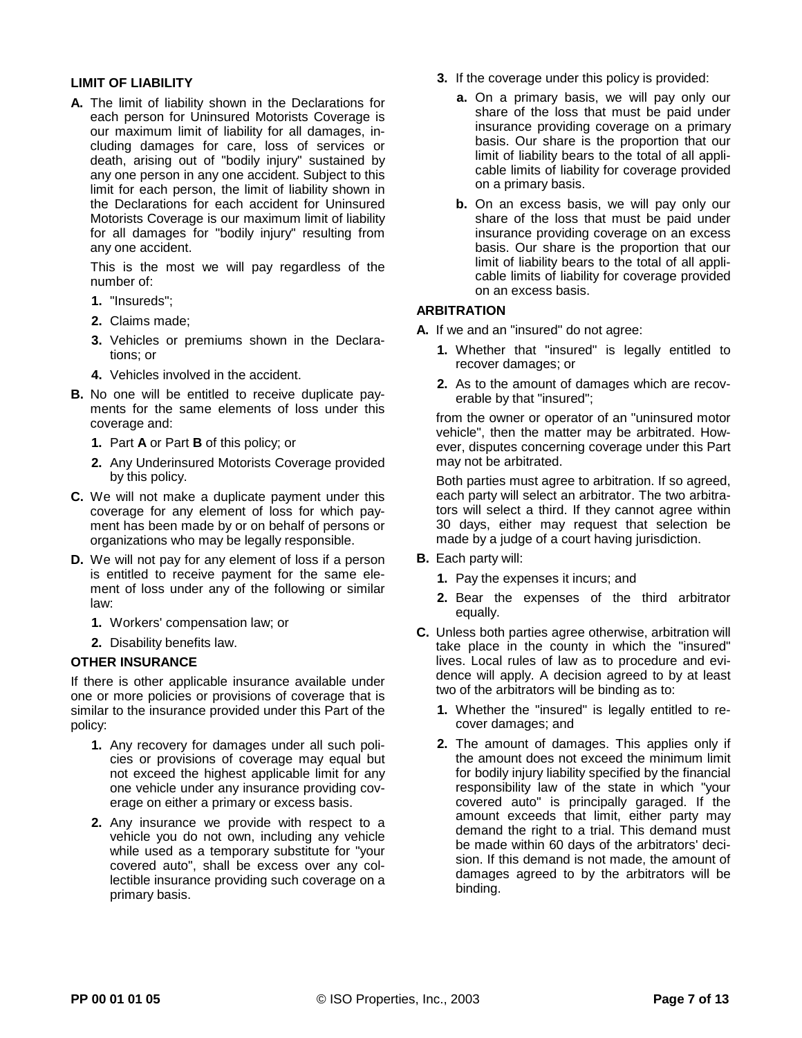### LIMIT OF LIABILITY

**A.** The limit of liability shown in the Declarations for each person for Uninsured Motorists Coverage is our maximum limit of liability for all damages, including damages for care, loss of services or death, arising out of "bodily injury" sustained by any one person in any one accident. Subject to this limit for each person, the limit of liability shown in the Declarations for each accident for Uninsured Motorists Coverage is our maximum limit of liability for all damages for "bodily injury" resulting from any one accident.

This is the most we will pay regardless of the number of:

1. "Insureds";
2. Claims made;
3. Vehicles or premiums shown in the Declarations; or
4. Vehicles involved in the accident.

**B.** No one will be entitled to receive duplicate payments for the same elements of loss under this coverage and:

1. Part **A** or Part **B** of this policy; or
2. Any Underinsured Motorists Coverage provided by this policy.

**C.** We will not make a duplicate payment under this coverage for any element of loss for which payment has been made by or on behalf of persons or organizations who may be legally responsible.

**D.** We will not pay for any element of loss if a person is entitled to receive payment for the same element of loss under any of the following or similar law:

1. Workers' compensation law; or
2. Disability benefits law.

### OTHER INSURANCE

If there is other applicable insurance available under one or more policies or provisions of coverage that is similar to the insurance provided under this Part of the policy:

1. Any recovery for damages under all such policies or provisions of coverage may equal but not exceed the highest applicable limit for any one vehicle under any insurance providing coverage on either a primary or excess basis.
2. Any insurance we provide with respect to a vehicle you do not own, including any vehicle while used as a temporary substitute for "your covered auto", shall be excess over any collectible insurance providing such coverage on a primary basis.
3. If the coverage under this policy is provided:
   **a.** On a primary basis, we will pay only our share of the loss that must be paid under insurance providing coverage on a primary basis. Our share is the proportion that our limit of liability bears to the total of all applicable limits of liability for coverage provided on a primary basis.
   **b.** On an excess basis, we will pay only our share of the loss that must be paid under insurance providing coverage on an excess basis. Our share is the proportion that our limit of liability bears to the total of all applicable limits of liability for coverage provided on an excess basis.

### ARBITRATION

**A.** If we and an "insured" do not agree:

1. Whether that "insured" is legally entitled to recover damages; or
2. As to the amount of damages which are recoverable by that "insured";

from the owner or operator of an "uninsured motor vehicle", then the matter may be arbitrated. However, disputes concerning coverage under this Part may not be arbitrated.

Both parties must agree to arbitration. If so agreed, each party will select an arbitrator. The two arbitrators will select a third. If they cannot agree within 30 days, either may request that selection be made by a judge of a court having jurisdiction.

**B.** Each party will:

1. Pay the expenses it incurs; and
2. Bear the expenses of the third arbitrator equally.

**C.** Unless both parties agree otherwise, arbitration will take place in the county in which the "insured" lives. Local rules of law as to procedure and evidence will apply. A decision agreed to by at least two of the arbitrators will be binding as to:

1. Whether the "insured" is legally entitled to recover damages; and
2. The amount of damages. This applies only if the amount does not exceed the minimum limit for bodily injury liability specified by the financial responsibility law of the state in which "your covered auto" is principally garaged. If the amount exceeds that limit, either party may demand the right to a trial. This demand must be made within 60 days of the arbitrators' decision. If this demand is not made, the amount of damages agreed to by the arbitrators will be binding.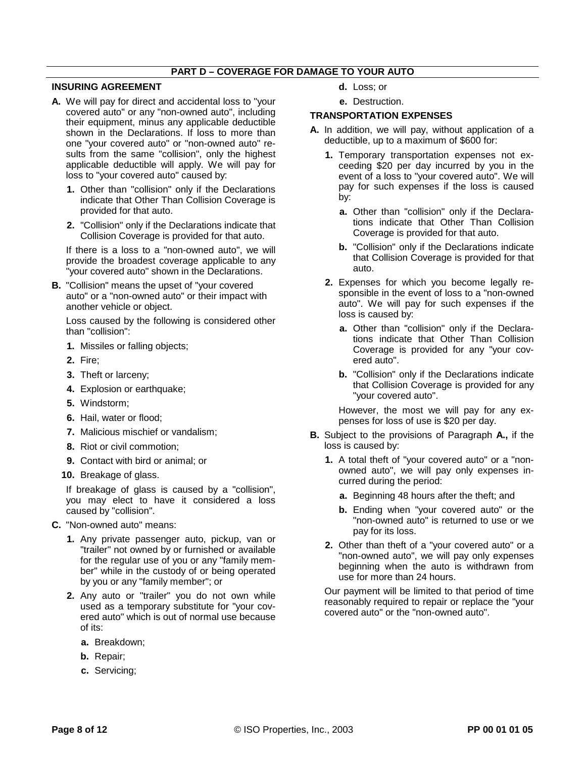## PART D – COVERAGE FOR DAMAGE TO YOUR AUTO

### INSURING AGREEMENT

**A.** We will pay for direct and accidental loss to "your covered auto" or any "non-owned auto", including their equipment, minus any applicable deductible shown in the Declarations. If loss to more than one "your covered auto" or "non-owned auto" results from the same "collision", only the highest applicable deductible will apply. We will pay for loss to "your covered auto" caused by:

   **1.** Other than "collision" only if the Declarations indicate that Other Than Collision Coverage is provided for that auto.

   **2.** "Collision" only if the Declarations indicate that Collision Coverage is provided for that auto.

   If there is a loss to a "non-owned auto", we will provide the broadest coverage applicable to any "your covered auto" shown in the Declarations.

**B.** "Collision" means the upset of "your covered auto" or a "non-owned auto" or their impact with another vehicle or object.

   Loss caused by the following is considered other than "collision":

   **1.** Missiles or falling objects;

   **2.** Fire;

   **3.** Theft or larceny;

   **4.** Explosion or earthquake;

   **5.** Windstorm;

   **6.** Hail, water or flood;

   **7.** Malicious mischief or vandalism;

   **8.** Riot or civil commotion;

   **9.** Contact with bird or animal; or

   **10.** Breakage of glass.

   If breakage of glass is caused by a "collision", you may elect to have it considered a loss caused by "collision".

**C.** "Non-owned auto" means:

   **1.** Any private passenger auto, pickup, van or "trailer" not owned by or furnished or available for the regular use of you or any "family member" while in the custody of or being operated by you or any "family member"; or

   **2.** Any auto or "trailer" you do not own while used as a temporary substitute for "your covered auto" which is out of normal use because of its:

      **a.** Breakdown;

      **b.** Repair;

      **c.** Servicing;

      **d.** Loss; or

      **e.** Destruction.

### TRANSPORTATION EXPENSES

**A.** In addition, we will pay, without application of a deductible, up to a maximum of $600 for:

   **1.** Temporary transportation expenses not exceeding $20 per day incurred by you in the event of a loss to "your covered auto". We will pay for such expenses if the loss is caused by:

      **a.** Other than "collision" only if the Declarations indicate that Other Than Collision Coverage is provided for that auto.

      **b.** "Collision" only if the Declarations indicate that Collision Coverage is provided for that auto.

   **2.** Expenses for which you become legally responsible in the event of loss to a "non-owned auto". We will pay for such expenses if the loss is caused by:

      **a.** Other than "collision" only if the Declarations indicate that Other Than Collision Coverage is provided for any "your covered auto".

      **b.** "Collision" only if the Declarations indicate that Collision Coverage is provided for any "your covered auto".

   However, the most we will pay for any expenses for loss of use is $20 per day.

**B.** Subject to the provisions of Paragraph **A.,** if the loss is caused by:

   **1.** A total theft of "your covered auto" or a "non-owned auto", we will pay only expenses incurred during the period:

      **a.** Beginning 48 hours after the theft; and

      **b.** Ending when "your covered auto" or the "non-owned auto" is returned to use or we pay for its loss.

   **2.** Other than theft of a "your covered auto" or a "non-owned auto", we will pay only expenses beginning when the auto is withdrawn from use for more than 24 hours.

   Our payment will be limited to that period of time reasonably required to repair or replace the "your covered auto" or the "non-owned auto".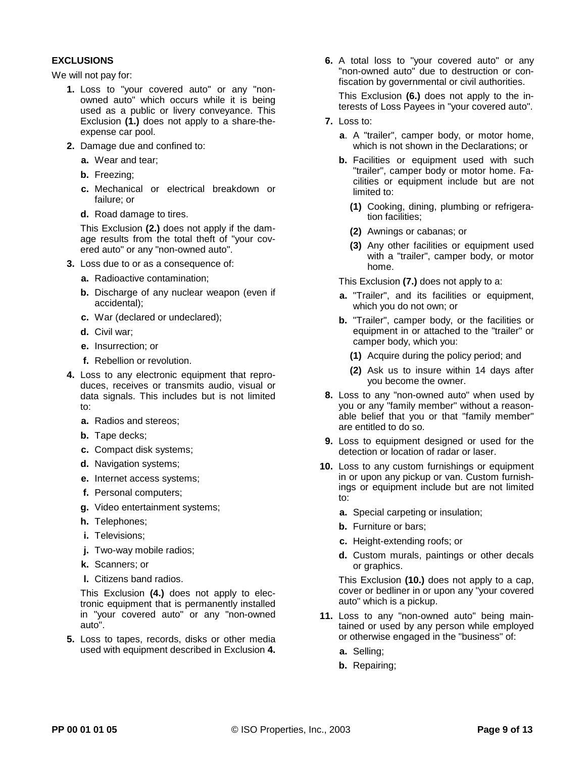### EXCLUSIONS

We will not pay for:

1. Loss to "your covered auto" or any "non-owned auto" which occurs while it is being used as a public or livery conveyance. This Exclusion **(1.)** does not apply to a share-the-expense car pool.
2. Damage due and confined to:
   a. Wear and tear;
   b. Freezing;
   c. Mechanical or electrical breakdown or failure; or
   d. Road damage to tires.

   This Exclusion **(2.)** does not apply if the damage results from the total theft of "your covered auto" or any "non-owned auto".
3. Loss due to or as a consequence of:
   a. Radioactive contamination;
   b. Discharge of any nuclear weapon (even if accidental);
   c. War (declared or undeclared);
   d. Civil war;
   e. Insurrection; or
   f. Rebellion or revolution.
4. Loss to any electronic equipment that reproduces, receives or transmits audio, visual or data signals. This includes but is not limited to:
   a. Radios and stereos;
   b. Tape decks;
   c. Compact disk systems;
   d. Navigation systems;
   e. Internet access systems;
   f. Personal computers;
   g. Video entertainment systems;
   h. Telephones;
   i. Televisions;
   j. Two-way mobile radios;
   k. Scanners; or
   l. Citizens band radios.

   This Exclusion **(4.)** does not apply to electronic equipment that is permanently installed in "your covered auto" or any "non-owned auto".
5. Loss to tapes, records, disks or other media used with equipment described in Exclusion **4.**
6. A total loss to "your covered auto" or any "non-owned auto" due to destruction or confiscation by governmental or civil authorities.

   This Exclusion **(6.)** does not apply to the interests of Loss Payees in "your covered auto".
7. Loss to:
   a. A "trailer", camper body, or motor home, which is not shown in the Declarations; or
   b. Facilities or equipment used with such "trailer", camper body or motor home. Facilities or equipment include but are not limited to:
      (1) Cooking, dining, plumbing or refrigeration facilities;
      (2) Awnings or cabanas; or
      (3) Any other facilities or equipment used with a "trailer", camper body, or motor home.

   This Exclusion **(7.)** does not apply to a:
   a. "Trailer", and its facilities or equipment, which you do not own; or
   b. "Trailer", camper body, or the facilities or equipment in or attached to the "trailer" or camper body, which you:
      (1) Acquire during the policy period; and
      (2) Ask us to insure within 14 days after you become the owner.
8. Loss to any "non-owned auto" when used by you or any "family member" without a reasonable belief that you or that "family member" are entitled to do so.
9. Loss to equipment designed or used for the detection or location of radar or laser.
10. Loss to any custom furnishings or equipment in or upon any pickup or van. Custom furnishings or equipment include but are not limited to:
    a. Special carpeting or insulation;
    b. Furniture or bars;
    c. Height-extending roofs; or
    d. Custom murals, paintings or other decals or graphics.

    This Exclusion **(10.)** does not apply to a cap, cover or bedliner in or upon any "your covered auto" which is a pickup.
11. Loss to any "non-owned auto" being maintained or used by any person while employed or otherwise engaged in the "business" of:
    a. Selling;
    b. Repairing;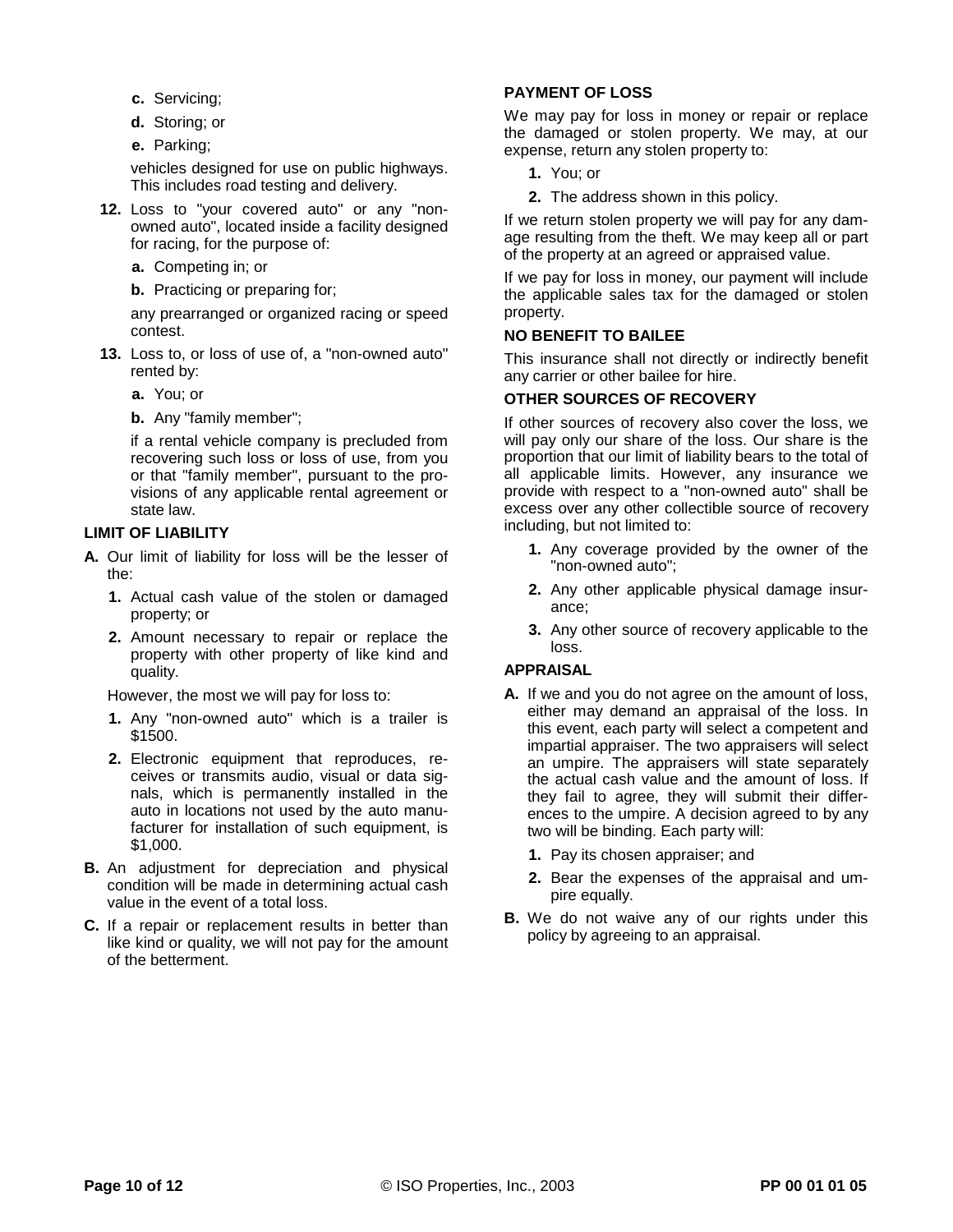**c.** Servicing;

**d.** Storing; or

**e.** Parking;

vehicles designed for use on public highways. This includes road testing and delivery.

**12.** Loss to "your covered auto" or any "non-owned auto", located inside a facility designed for racing, for the purpose of:

**a.** Competing in; or

**b.** Practicing or preparing for;

any prearranged or organized racing or speed contest.

**13.** Loss to, or loss of use of, a "non-owned auto" rented by:

**a.** You; or

**b.** Any "family member";

if a rental vehicle company is precluded from recovering such loss or loss of use, from you or that "family member", pursuant to the provisions of any applicable rental agreement or state law.

**LIMIT OF LIABILITY**

**A.** Our limit of liability for loss will be the lesser of the:

**1.** Actual cash value of the stolen or damaged property; or

**2.** Amount necessary to repair or replace the property with other property of like kind and quality.

However, the most we will pay for loss to:

**1.** Any "non-owned auto" which is a trailer is $1500.

**2.** Electronic equipment that reproduces, receives or transmits audio, visual or data signals, which is permanently installed in the auto in locations not used by the auto manufacturer for installation of such equipment, is $1,000.

**B.** An adjustment for depreciation and physical condition will be made in determining actual cash value in the event of a total loss.

**C.** If a repair or replacement results in better than like kind or quality, we will not pay for the amount of the betterment.

**PAYMENT OF LOSS**

We may pay for loss in money or repair or replace the damaged or stolen property. We may, at our expense, return any stolen property to:

**1.** You; or

**2.** The address shown in this policy.

If we return stolen property we will pay for any damage resulting from the theft. We may keep all or part of the property at an agreed or appraised value.

If we pay for loss in money, our payment will include the applicable sales tax for the damaged or stolen property.

**NO BENEFIT TO BAILEE**

This insurance shall not directly or indirectly benefit any carrier or other bailee for hire.

**OTHER SOURCES OF RECOVERY**

If other sources of recovery also cover the loss, we will pay only our share of the loss. Our share is the proportion that our limit of liability bears to the total of all applicable limits. However, any insurance we provide with respect to a "non-owned auto" shall be excess over any other collectible source of recovery including, but not limited to:

**1.** Any coverage provided by the owner of the "non-owned auto";

**2.** Any other applicable physical damage insurance;

**3.** Any other source of recovery applicable to the loss.

**APPRAISAL**

**A.** If we and you do not agree on the amount of loss, either may demand an appraisal of the loss. In this event, each party will select a competent and impartial appraiser. The two appraisers will select an umpire. The appraisers will state separately the actual cash value and the amount of loss. If they fail to agree, they will submit their differences to the umpire. A decision agreed to by any two will be binding. Each party will:

**1.** Pay its chosen appraiser; and

**2.** Bear the expenses of the appraisal and umpire equally.

**B.** We do not waive any of our rights under this policy by agreeing to an appraisal.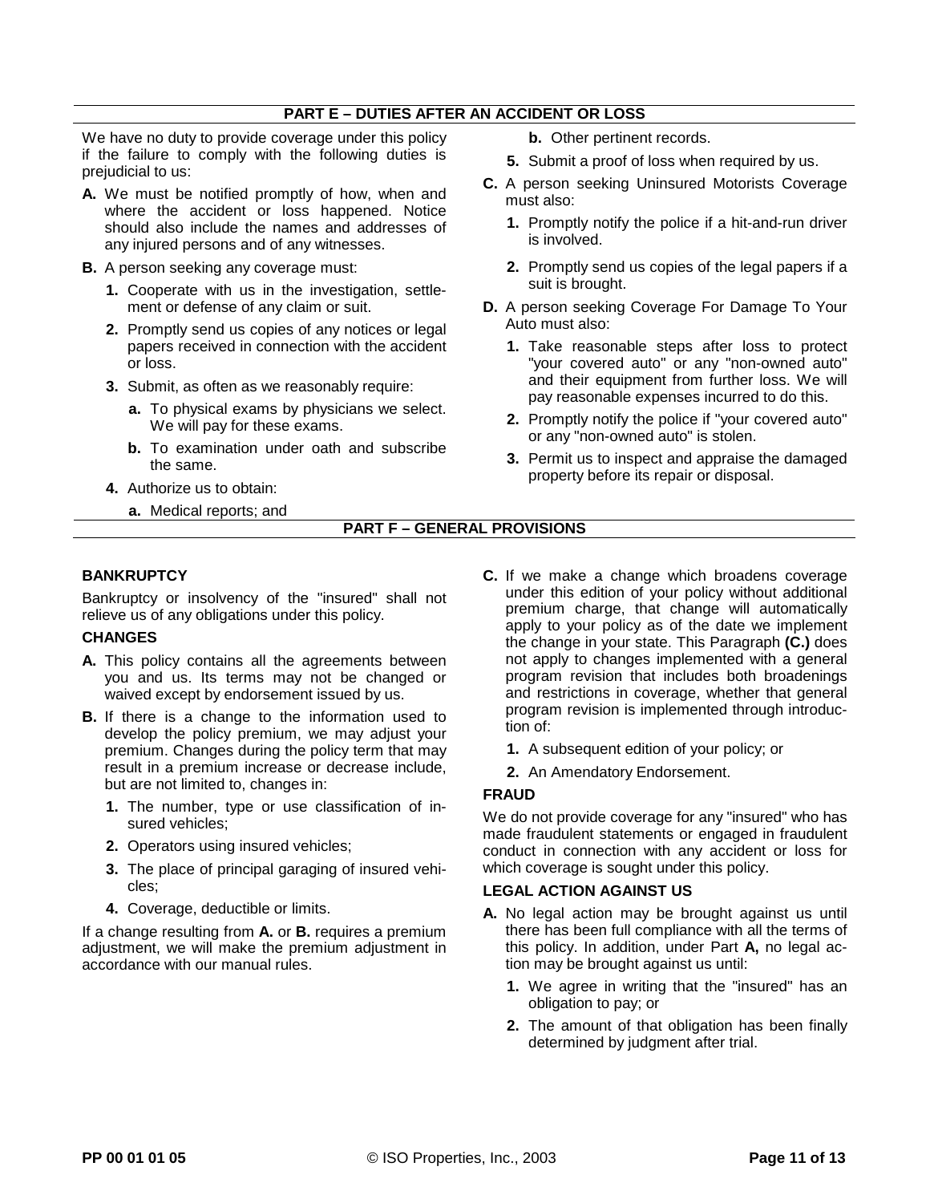## PART E – DUTIES AFTER AN ACCIDENT OR LOSS

We have no duty to provide coverage under this policy if the failure to comply with the following duties is prejudicial to us:

**A.** We must be notified promptly of how, when and where the accident or loss happened. Notice should also include the names and addresses of any injured persons and of any witnesses.

**B.** A person seeking any coverage must:

  **1.** Cooperate with us in the investigation, settlement or defense of any claim or suit.

  **2.** Promptly send us copies of any notices or legal papers received in connection with the accident or loss.

  **3.** Submit, as often as we reasonably require:

    **a.** To physical exams by physicians we select. We will pay for these exams.

    **b.** To examination under oath and subscribe the same.

  **4.** Authorize us to obtain:

    **a.** Medical reports; and

    **b.** Other pertinent records.

  **5.** Submit a proof of loss when required by us.

**C.** A person seeking Uninsured Motorists Coverage must also:

  **1.** Promptly notify the police if a hit-and-run driver is involved.

  **2.** Promptly send us copies of the legal papers if a suit is brought.

**D.** A person seeking Coverage For Damage To Your Auto must also:

  **1.** Take reasonable steps after loss to protect "your covered auto" or any "non-owned auto" and their equipment from further loss. We will pay reasonable expenses incurred to do this.

  **2.** Promptly notify the police if "your covered auto" or any "non-owned auto" is stolen.

  **3.** Permit us to inspect and appraise the damaged property before its repair or disposal.

## PART F – GENERAL PROVISIONS

### BANKRUPTCY

Bankruptcy or insolvency of the "insured" shall not relieve us of any obligations under this policy.

### CHANGES

**A.** This policy contains all the agreements between you and us. Its terms may not be changed or waived except by endorsement issued by us.

**B.** If there is a change to the information used to develop the policy premium, we may adjust your premium. Changes during the policy term that may result in a premium increase or decrease include, but are not limited to, changes in:

  **1.** The number, type or use classification of insured vehicles;

  **2.** Operators using insured vehicles;

  **3.** The place of principal garaging of insured vehicles;

  **4.** Coverage, deductible or limits.

If a change resulting from **A.** or **B.** requires a premium adjustment, we will make the premium adjustment in accordance with our manual rules.

**C.** If we make a change which broadens coverage under this edition of your policy without additional premium charge, that change will automatically apply to your policy as of the date we implement the change in your state. This Paragraph **(C.)** does not apply to changes implemented with a general program revision that includes both broadenings and restrictions in coverage, whether that general program revision is implemented through introduction of:

  **1.** A subsequent edition of your policy; or

  **2.** An Amendatory Endorsement.

### FRAUD

We do not provide coverage for any "insured" who has made fraudulent statements or engaged in fraudulent conduct in connection with any accident or loss for which coverage is sought under this policy.

### LEGAL ACTION AGAINST US

**A.** No legal action may be brought against us until there has been full compliance with all the terms of this policy. In addition, under Part **A,** no legal action may be brought against us until:

  **1.** We agree in writing that the "insured" has an obligation to pay; or

  **2.** The amount of that obligation has been finally determined by judgment after trial.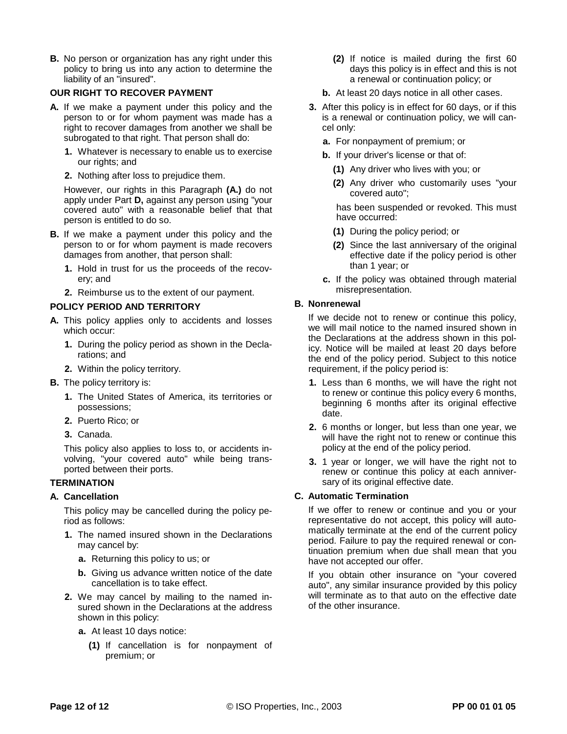**B.** No person or organization has any right under this policy to bring us into any action to determine the liability of an "insured".

**OUR RIGHT TO RECOVER PAYMENT**

**A.** If we make a payment under this policy and the person to or for whom payment was made has a right to recover damages from another we shall be subrogated to that right. That person shall do:

**1.** Whatever is necessary to enable us to exercise our rights; and

**2.** Nothing after loss to prejudice them.

However, our rights in this Paragraph **(A.)** do not apply under Part **D,** against any person using "your covered auto" with a reasonable belief that that person is entitled to do so.

**B.** If we make a payment under this policy and the person to or for whom payment is made recovers damages from another, that person shall:

**1.** Hold in trust for us the proceeds of the recovery; and

**2.** Reimburse us to the extent of our payment.

**POLICY PERIOD AND TERRITORY**

**A.** This policy applies only to accidents and losses which occur:

**1.** During the policy period as shown in the Declarations; and

**2.** Within the policy territory.

**B.** The policy territory is:

**1.** The United States of America, its territories or possessions;

**2.** Puerto Rico; or

**3.** Canada.

This policy also applies to loss to, or accidents involving, "your covered auto" while being transported between their ports.

**TERMINATION**

**A. Cancellation**

This policy may be cancelled during the policy period as follows:

**1.** The named insured shown in the Declarations may cancel by:

**a.** Returning this policy to us; or

**b.** Giving us advance written notice of the date cancellation is to take effect.

**2.** We may cancel by mailing to the named insured shown in the Declarations at the address shown in this policy:

**a.** At least 10 days notice:

**(1)** If cancellation is for nonpayment of premium; or

**(2)** If notice is mailed during the first 60 days this policy is in effect and this is not a renewal or continuation policy; or

**b.** At least 20 days notice in all other cases.

**3.** After this policy is in effect for 60 days, or if this is a renewal or continuation policy, we will cancel only:

**a.** For nonpayment of premium; or

**b.** If your driver's license or that of:

**(1)** Any driver who lives with you; or

**(2)** Any driver who customarily uses "your covered auto";

has been suspended or revoked. This must have occurred:

**(1)** During the policy period; or

**(2)** Since the last anniversary of the original effective date if the policy period is other than 1 year; or

**c.** If the policy was obtained through material misrepresentation.

**B. Nonrenewal**

If we decide not to renew or continue this policy, we will mail notice to the named insured shown in the Declarations at the address shown in this policy. Notice will be mailed at least 20 days before the end of the policy period. Subject to this notice requirement, if the policy period is:

**1.** Less than 6 months, we will have the right not to renew or continue this policy every 6 months, beginning 6 months after its original effective date.

**2.** 6 months or longer, but less than one year, we will have the right not to renew or continue this policy at the end of the policy period.

**3.** 1 year or longer, we will have the right not to renew or continue this policy at each anniversary of its original effective date.

**C. Automatic Termination**

If we offer to renew or continue and you or your representative do not accept, this policy will automatically terminate at the end of the current policy period. Failure to pay the required renewal or continuation premium when due shall mean that you have not accepted our offer.

If you obtain other insurance on "your covered auto", any similar insurance provided by this policy will terminate as to that auto on the effective date of the other insurance.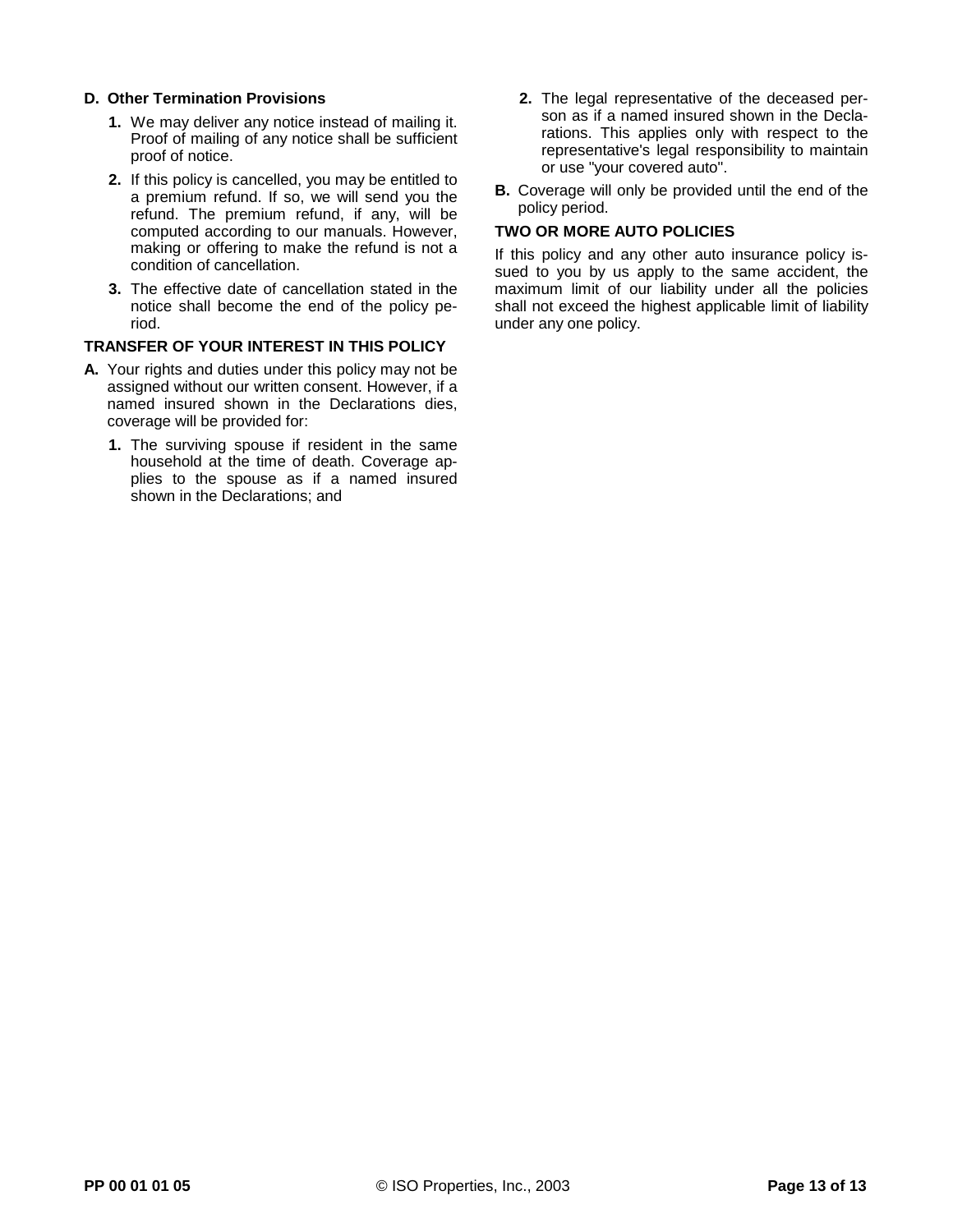### D. Other Termination Provisions

1. We may deliver any notice instead of mailing it. Proof of mailing of any notice shall be sufficient proof of notice.
2. If this policy is cancelled, you may be entitled to a premium refund. If so, we will send you the refund. The premium refund, if any, will be computed according to our manuals. However, making or offering to make the refund is not a condition of cancellation.
3. The effective date of cancellation stated in the notice shall become the end of the policy period.

## TRANSFER OF YOUR INTEREST IN THIS POLICY

**A.** Your rights and duties under this policy may not be assigned without our written consent. However, if a named insured shown in the Declarations dies, coverage will be provided for:

1. The surviving spouse if resident in the same household at the time of death. Coverage applies to the spouse as if a named insured shown in the Declarations; and
2. The legal representative of the deceased person as if a named insured shown in the Declarations. This applies only with respect to the representative's legal responsibility to maintain or use "your covered auto".

**B.** Coverage will only be provided until the end of the policy period.

## TWO OR MORE AUTO POLICIES

If this policy and any other auto insurance policy issued to you by us apply to the same accident, the maximum limit of our liability under all the policies shall not exceed the highest applicable limit of liability under any one policy.